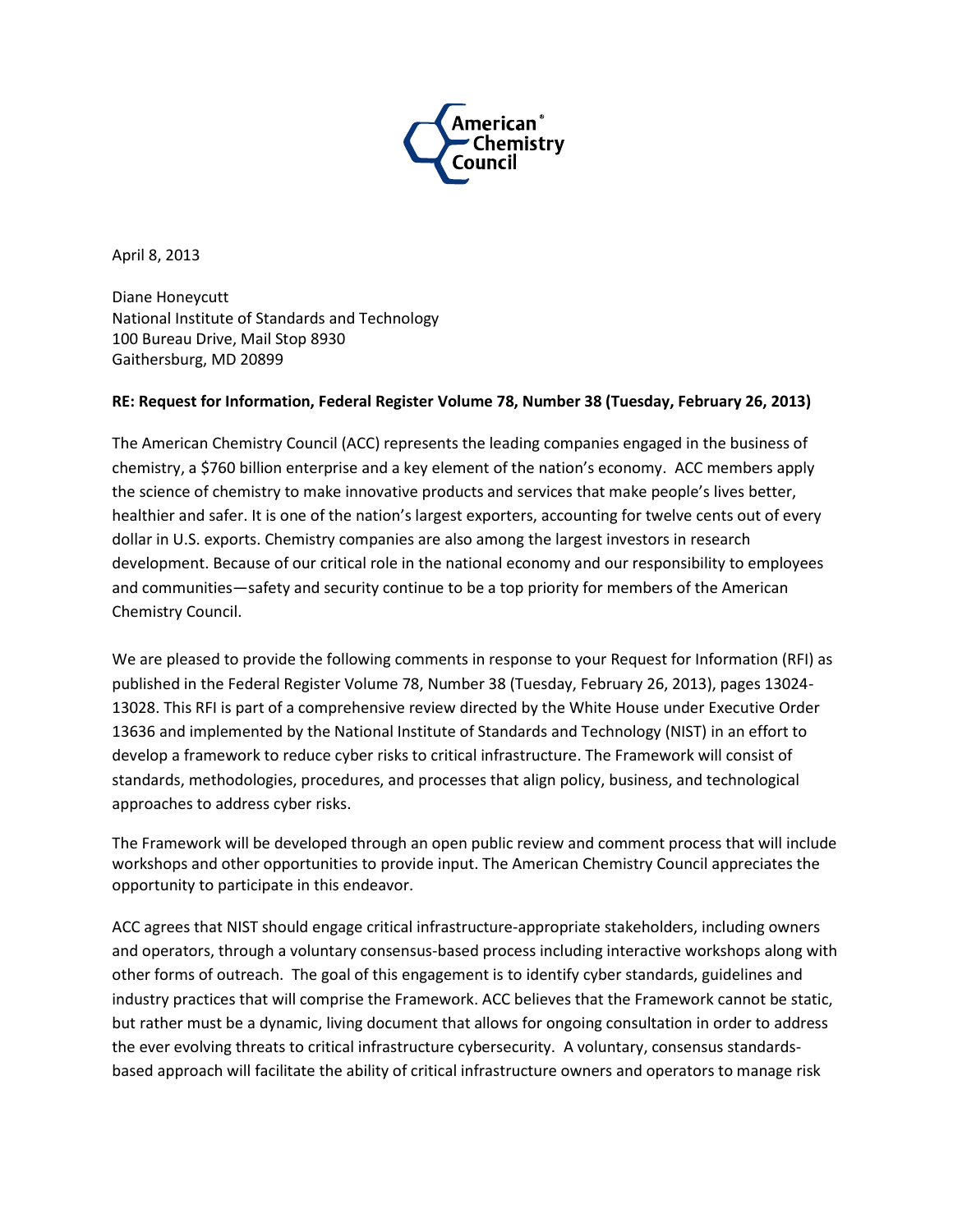April 8, 2013

Diane Honeycutt
National Institute of Standards and Technology
100 Bureau Drive, Mail Stop 8930
Gaithersburg, MD 20899

**RE: Request for Information, Federal Register Volume 78, Number 38 (Tuesday, February 26, 2013)**

The American Chemistry Council (ACC) represents the leading companies engaged in the business of chemistry, a $760 billion enterprise and a key element of the nation's economy. ACC members apply the science of chemistry to make innovative products and services that make people's lives better, healthier and safer. It is one of the nation's largest exporters, accounting for twelve cents out of every dollar in U.S. exports. Chemistry companies are also among the largest investors in research development. Because of our critical role in the national economy and our responsibility to employees and communities—safety and security continue to be a top priority for members of the American Chemistry Council.

We are pleased to provide the following comments in response to your Request for Information (RFI) as published in the Federal Register Volume 78, Number 38 (Tuesday, February 26, 2013), pages 13024-13028. This RFI is part of a comprehensive review directed by the White House under Executive Order 13636 and implemented by the National Institute of Standards and Technology (NIST) in an effort to develop a framework to reduce cyber risks to critical infrastructure. The Framework will consist of standards, methodologies, procedures, and processes that align policy, business, and technological approaches to address cyber risks.

The Framework will be developed through an open public review and comment process that will include workshops and other opportunities to provide input. The American Chemistry Council appreciates the opportunity to participate in this endeavor.

ACC agrees that NIST should engage critical infrastructure-appropriate stakeholders, including owners and operators, through a voluntary consensus-based process including interactive workshops along with other forms of outreach. The goal of this engagement is to identify cyber standards, guidelines and industry practices that will comprise the Framework. ACC believes that the Framework cannot be static, but rather must be a dynamic, living document that allows for ongoing consultation in order to address the ever evolving threats to critical infrastructure cybersecurity. A voluntary, consensus standards-based approach will facilitate the ability of critical infrastructure owners and operators to manage risk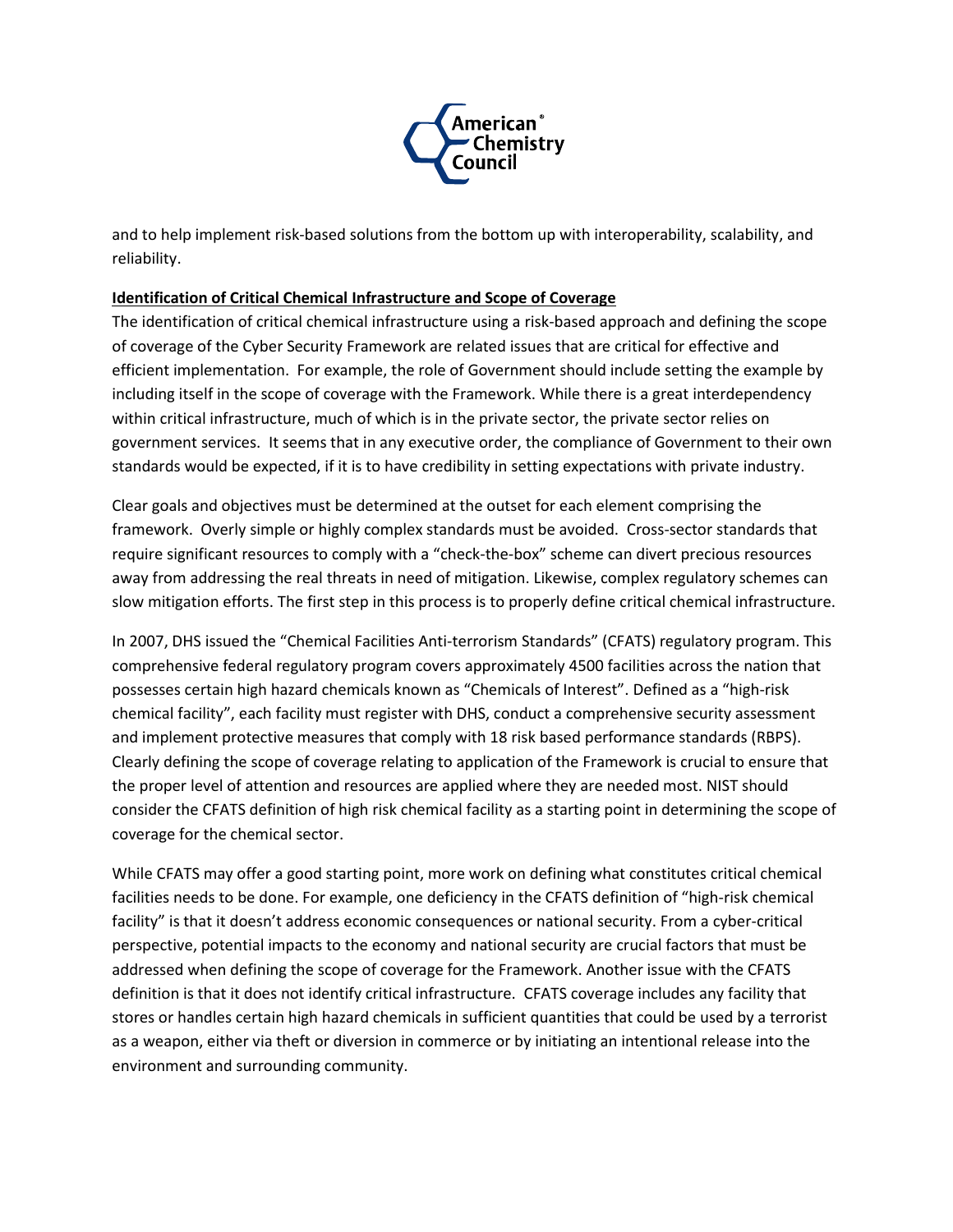and to help implement risk-based solutions from the bottom up with interoperability, scalability, and reliability.

**Identification of Critical Chemical Infrastructure and Scope of Coverage**

The identification of critical chemical infrastructure using a risk-based approach and defining the scope of coverage of the Cyber Security Framework are related issues that are critical for effective and efficient implementation. For example, the role of Government should include setting the example by including itself in the scope of coverage with the Framework. While there is a great interdependency within critical infrastructure, much of which is in the private sector, the private sector relies on government services. It seems that in any executive order, the compliance of Government to their own standards would be expected, if it is to have credibility in setting expectations with private industry.

Clear goals and objectives must be determined at the outset for each element comprising the framework. Overly simple or highly complex standards must be avoided. Cross-sector standards that require significant resources to comply with a "check-the-box" scheme can divert precious resources away from addressing the real threats in need of mitigation. Likewise, complex regulatory schemes can slow mitigation efforts. The first step in this process is to properly define critical chemical infrastructure.

In 2007, DHS issued the "Chemical Facilities Anti-terrorism Standards" (CFATS) regulatory program. This comprehensive federal regulatory program covers approximately 4500 facilities across the nation that possesses certain high hazard chemicals known as "Chemicals of Interest". Defined as a "high-risk chemical facility", each facility must register with DHS, conduct a comprehensive security assessment and implement protective measures that comply with 18 risk based performance standards (RBPS). Clearly defining the scope of coverage relating to application of the Framework is crucial to ensure that the proper level of attention and resources are applied where they are needed most. NIST should consider the CFATS definition of high risk chemical facility as a starting point in determining the scope of coverage for the chemical sector.

While CFATS may offer a good starting point, more work on defining what constitutes critical chemical facilities needs to be done. For example, one deficiency in the CFATS definition of "high-risk chemical facility" is that it doesn't address economic consequences or national security. From a cyber-critical perspective, potential impacts to the economy and national security are crucial factors that must be addressed when defining the scope of coverage for the Framework. Another issue with the CFATS definition is that it does not identify critical infrastructure. CFATS coverage includes any facility that stores or handles certain high hazard chemicals in sufficient quantities that could be used by a terrorist as a weapon, either via theft or diversion in commerce or by initiating an intentional release into the environment and surrounding community.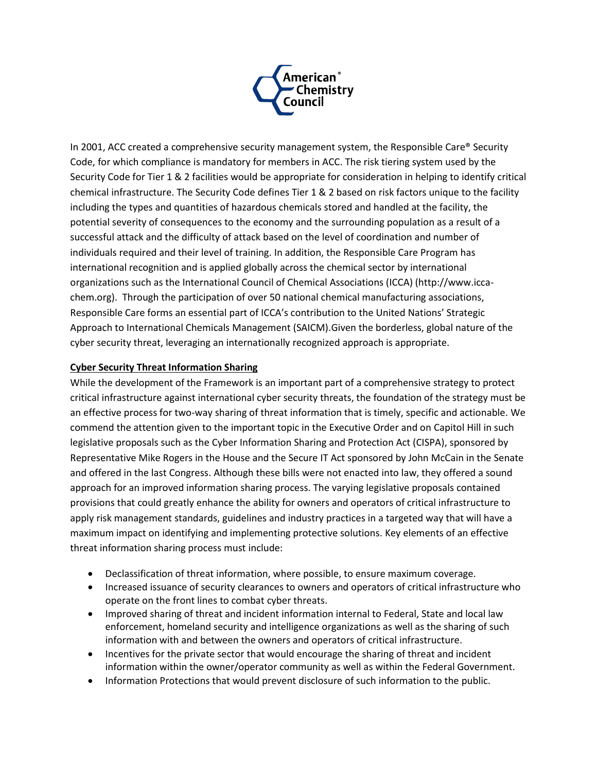In 2001, ACC created a comprehensive security management system, the Responsible Care® Security Code, for which compliance is mandatory for members in ACC. The risk tiering system used by the Security Code for Tier 1 & 2 facilities would be appropriate for consideration in helping to identify critical chemical infrastructure. The Security Code defines Tier 1 & 2 based on risk factors unique to the facility including the types and quantities of hazardous chemicals stored and handled at the facility, the potential severity of consequences to the economy and the surrounding population as a result of a successful attack and the difficulty of attack based on the level of coordination and number of individuals required and their level of training. In addition, the Responsible Care Program has international recognition and is applied globally across the chemical sector by international organizations such as the International Council of Chemical Associations (ICCA) (http://www.icca-chem.org). Through the participation of over 50 national chemical manufacturing associations, Responsible Care forms an essential part of ICCA's contribution to the United Nations' Strategic Approach to International Chemicals Management (SAICM).Given the borderless, global nature of the cyber security threat, leveraging an internationally recognized approach is appropriate.

**Cyber Security Threat Information Sharing**

While the development of the Framework is an important part of a comprehensive strategy to protect critical infrastructure against international cyber security threats, the foundation of the strategy must be an effective process for two-way sharing of threat information that is timely, specific and actionable. We commend the attention given to the important topic in the Executive Order and on Capitol Hill in such legislative proposals such as the Cyber Information Sharing and Protection Act (CISPA), sponsored by Representative Mike Rogers in the House and the Secure IT Act sponsored by John McCain in the Senate and offered in the last Congress. Although these bills were not enacted into law, they offered a sound approach for an improved information sharing process. The varying legislative proposals contained provisions that could greatly enhance the ability for owners and operators of critical infrastructure to apply risk management standards, guidelines and industry practices in a targeted way that will have a maximum impact on identifying and implementing protective solutions. Key elements of an effective threat information sharing process must include:

- Declassification of threat information, where possible, to ensure maximum coverage.
- Increased issuance of security clearances to owners and operators of critical infrastructure who operate on the front lines to combat cyber threats.
- Improved sharing of threat and incident information internal to Federal, State and local law enforcement, homeland security and intelligence organizations as well as the sharing of such information with and between the owners and operators of critical infrastructure.
- Incentives for the private sector that would encourage the sharing of threat and incident information within the owner/operator community as well as within the Federal Government.
- Information Protections that would prevent disclosure of such information to the public.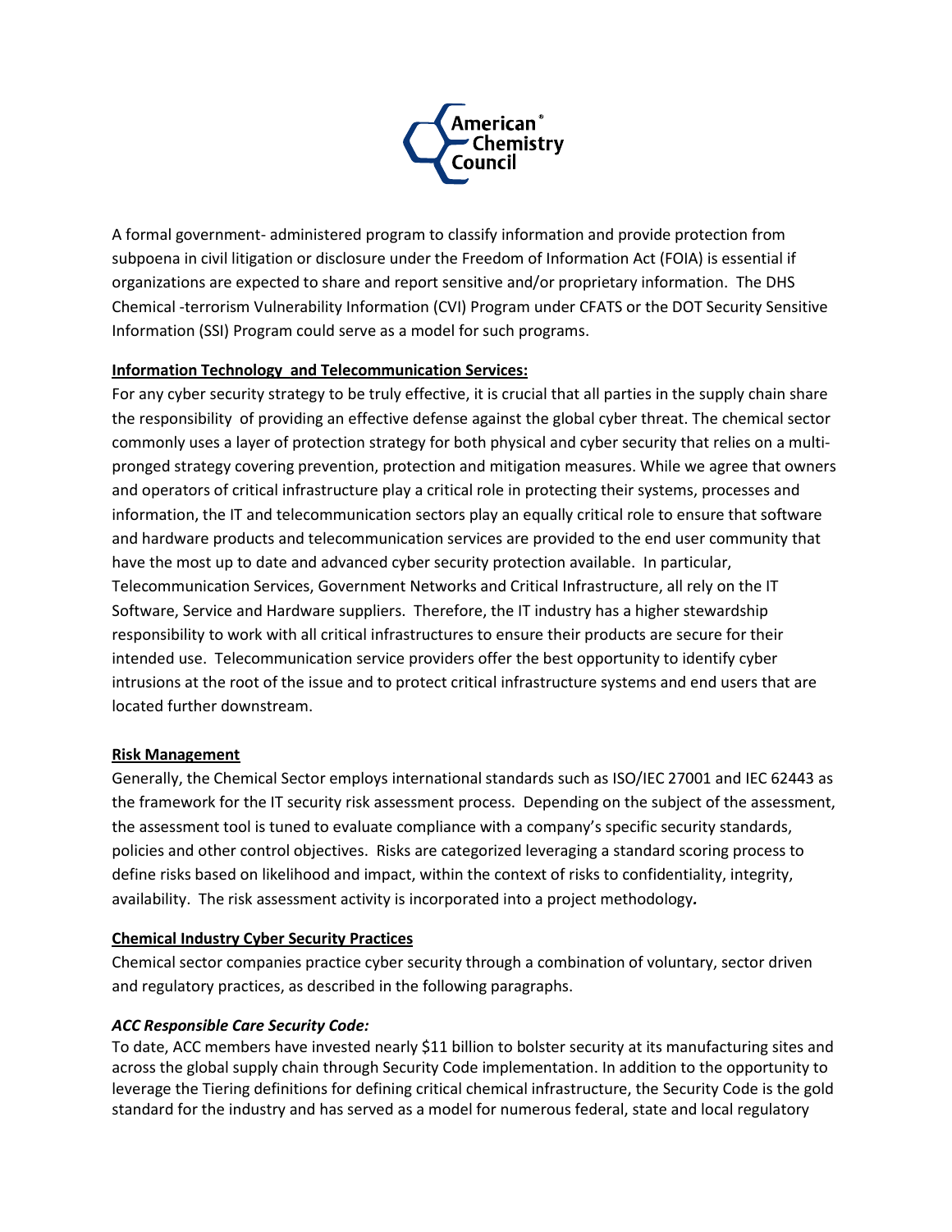A formal government- administered program to classify information and provide protection from subpoena in civil litigation or disclosure under the Freedom of Information Act (FOIA) is essential if organizations are expected to share and report sensitive and/or proprietary information. The DHS Chemical -terrorism Vulnerability Information (CVI) Program under CFATS or the DOT Security Sensitive Information (SSI) Program could serve as a model for such programs.

**Information Technology and Telecommunication Services:**

For any cyber security strategy to be truly effective, it is crucial that all parties in the supply chain share the responsibility of providing an effective defense against the global cyber threat. The chemical sector commonly uses a layer of protection strategy for both physical and cyber security that relies on a multi-pronged strategy covering prevention, protection and mitigation measures. While we agree that owners and operators of critical infrastructure play a critical role in protecting their systems, processes and information, the IT and telecommunication sectors play an equally critical role to ensure that software and hardware products and telecommunication services are provided to the end user community that have the most up to date and advanced cyber security protection available. In particular, Telecommunication Services, Government Networks and Critical Infrastructure, all rely on the IT Software, Service and Hardware suppliers. Therefore, the IT industry has a higher stewardship responsibility to work with all critical infrastructures to ensure their products are secure for their intended use. Telecommunication service providers offer the best opportunity to identify cyber intrusions at the root of the issue and to protect critical infrastructure systems and end users that are located further downstream.

**Risk Management**

Generally, the Chemical Sector employs international standards such as ISO/IEC 27001 and IEC 62443 as the framework for the IT security risk assessment process. Depending on the subject of the assessment, the assessment tool is tuned to evaluate compliance with a company's specific security standards, policies and other control objectives. Risks are categorized leveraging a standard scoring process to define risks based on likelihood and impact, within the context of risks to confidentiality, integrity, availability. The risk assessment activity is incorporated into a project methodology*.*

**Chemical Industry Cyber Security Practices**

Chemical sector companies practice cyber security through a combination of voluntary, sector driven and regulatory practices, as described in the following paragraphs.

***ACC Responsible Care Security Code:***

To date, ACC members have invested nearly $11 billion to bolster security at its manufacturing sites and across the global supply chain through Security Code implementation. In addition to the opportunity to leverage the Tiering definitions for defining critical chemical infrastructure, the Security Code is the gold standard for the industry and has served as a model for numerous federal, state and local regulatory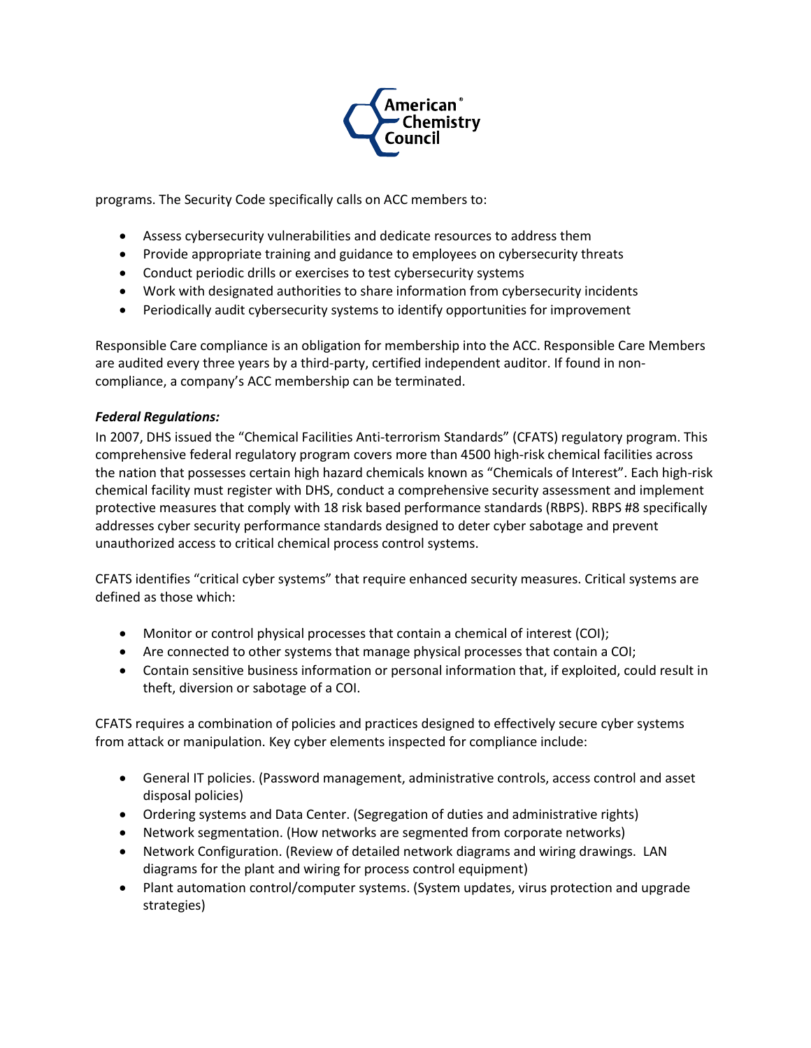programs. The Security Code specifically calls on ACC members to:

- Assess cybersecurity vulnerabilities and dedicate resources to address them
- Provide appropriate training and guidance to employees on cybersecurity threats
- Conduct periodic drills or exercises to test cybersecurity systems
- Work with designated authorities to share information from cybersecurity incidents
- Periodically audit cybersecurity systems to identify opportunities for improvement

Responsible Care compliance is an obligation for membership into the ACC. Responsible Care Members are audited every three years by a third-party, certified independent auditor. If found in non-compliance, a company's ACC membership can be terminated.

***Federal Regulations:***

In 2007, DHS issued the "Chemical Facilities Anti-terrorism Standards" (CFATS) regulatory program. This comprehensive federal regulatory program covers more than 4500 high-risk chemical facilities across the nation that possesses certain high hazard chemicals known as "Chemicals of Interest". Each high-risk chemical facility must register with DHS, conduct a comprehensive security assessment and implement protective measures that comply with 18 risk based performance standards (RBPS). RBPS #8 specifically addresses cyber security performance standards designed to deter cyber sabotage and prevent unauthorized access to critical chemical process control systems.

CFATS identifies "critical cyber systems" that require enhanced security measures. Critical systems are defined as those which:

- Monitor or control physical processes that contain a chemical of interest (COI);
- Are connected to other systems that manage physical processes that contain a COI;
- Contain sensitive business information or personal information that, if exploited, could result in theft, diversion or sabotage of a COI.

CFATS requires a combination of policies and practices designed to effectively secure cyber systems from attack or manipulation. Key cyber elements inspected for compliance include:

- General IT policies. (Password management, administrative controls, access control and asset disposal policies)
- Ordering systems and Data Center. (Segregation of duties and administrative rights)
- Network segmentation. (How networks are segmented from corporate networks)
- Network Configuration. (Review of detailed network diagrams and wiring drawings. LAN diagrams for the plant and wiring for process control equipment)
- Plant automation control/computer systems. (System updates, virus protection and upgrade strategies)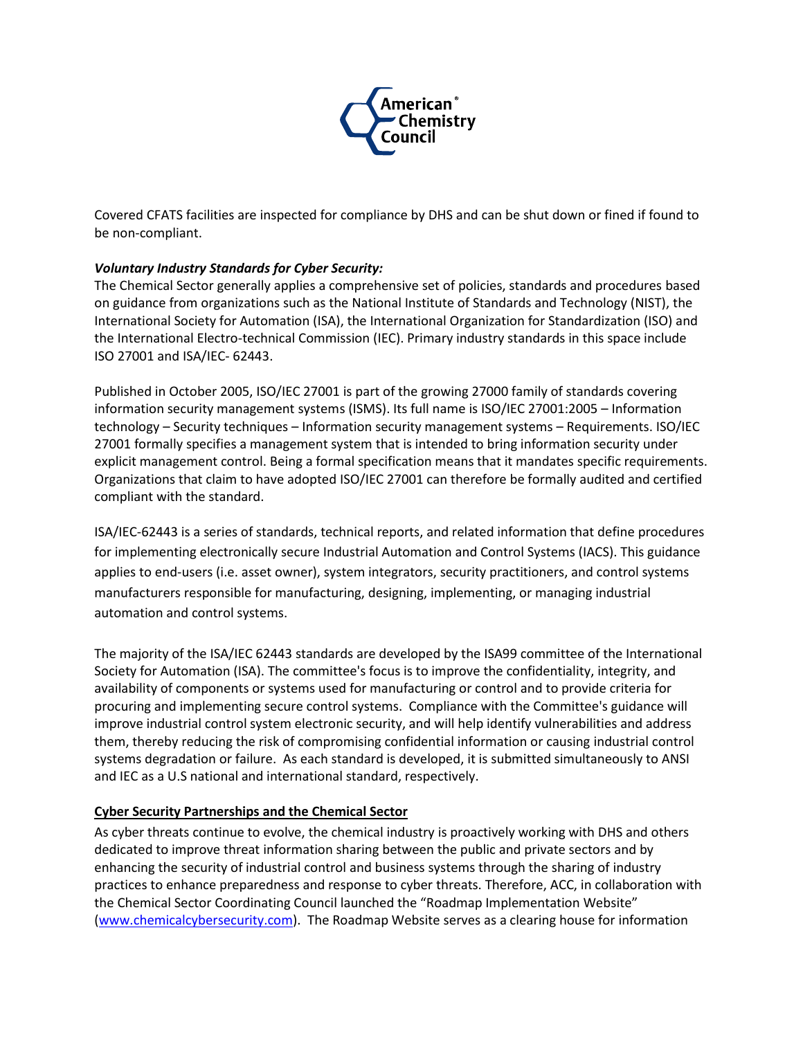Covered CFATS facilities are inspected for compliance by DHS and can be shut down or fined if found to be non-compliant.

***Voluntary Industry Standards for Cyber Security:***

The Chemical Sector generally applies a comprehensive set of policies, standards and procedures based on guidance from organizations such as the National Institute of Standards and Technology (NIST), the International Society for Automation (ISA), the International Organization for Standardization (ISO) and the International Electro-technical Commission (IEC). Primary industry standards in this space include ISO 27001 and ISA/IEC- 62443.

Published in October 2005, ISO/IEC 27001 is part of the growing 27000 family of standards covering information security management systems (ISMS). Its full name is ISO/IEC 27001:2005 – Information technology – Security techniques – Information security management systems – Requirements. ISO/IEC 27001 formally specifies a management system that is intended to bring information security under explicit management control. Being a formal specification means that it mandates specific requirements. Organizations that claim to have adopted ISO/IEC 27001 can therefore be formally audited and certified compliant with the standard.

ISA/IEC-62443 is a series of standards, technical reports, and related information that define procedures for implementing electronically secure Industrial Automation and Control Systems (IACS). This guidance applies to end-users (i.e. asset owner), system integrators, security practitioners, and control systems manufacturers responsible for manufacturing, designing, implementing, or managing industrial automation and control systems.

The majority of the ISA/IEC 62443 standards are developed by the ISA99 committee of the International Society for Automation (ISA). The committee's focus is to improve the confidentiality, integrity, and availability of components or systems used for manufacturing or control and to provide criteria for procuring and implementing secure control systems. Compliance with the Committee's guidance will improve industrial control system electronic security, and will help identify vulnerabilities and address them, thereby reducing the risk of compromising confidential information or causing industrial control systems degradation or failure. As each standard is developed, it is submitted simultaneously to ANSI and IEC as a U.S national and international standard, respectively.

**<u>Cyber Security Partnerships and the Chemical Sector</u>**

As cyber threats continue to evolve, the chemical industry is proactively working with DHS and others dedicated to improve threat information sharing between the public and private sectors and by enhancing the security of industrial control and business systems through the sharing of industry practices to enhance preparedness and response to cyber threats. Therefore, ACC, in collaboration with the Chemical Sector Coordinating Council launched the "Roadmap Implementation Website" ([www.chemicalcybersecurity.com](http://www.chemicalcybersecurity.com)). The Roadmap Website serves as a clearing house for information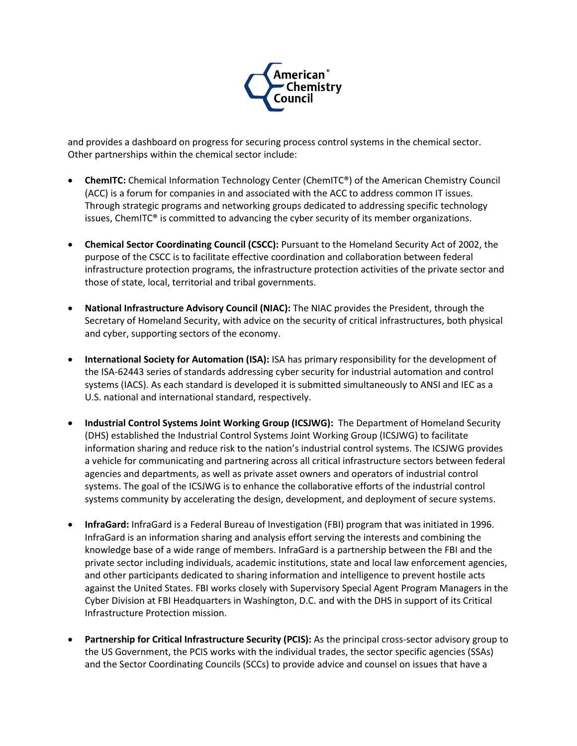and provides a dashboard on progress for securing process control systems in the chemical sector. Other partnerships within the chemical sector include:

- **ChemITC:** Chemical Information Technology Center (ChemITC®) of the American Chemistry Council (ACC) is a forum for companies in and associated with the ACC to address common IT issues. Through strategic programs and networking groups dedicated to addressing specific technology issues, ChemITC® is committed to advancing the cyber security of its member organizations.

- **Chemical Sector Coordinating Council (CSCC):** Pursuant to the Homeland Security Act of 2002, the purpose of the CSCC is to facilitate effective coordination and collaboration between federal infrastructure protection programs, the infrastructure protection activities of the private sector and those of state, local, territorial and tribal governments.

- **National Infrastructure Advisory Council (NIAC):** The NIAC provides the President, through the Secretary of Homeland Security, with advice on the security of critical infrastructures, both physical and cyber, supporting sectors of the economy.

- **International Society for Automation (ISA):** ISA has primary responsibility for the development of the ISA-62443 series of standards addressing cyber security for industrial automation and control systems (IACS). As each standard is developed it is submitted simultaneously to ANSI and IEC as a U.S. national and international standard, respectively.

- **Industrial Control Systems Joint Working Group (ICSJWG):** The Department of Homeland Security (DHS) established the Industrial Control Systems Joint Working Group (ICSJWG) to facilitate information sharing and reduce risk to the nation's industrial control systems. The ICSJWG provides a vehicle for communicating and partnering across all critical infrastructure sectors between federal agencies and departments, as well as private asset owners and operators of industrial control systems. The goal of the ICSJWG is to enhance the collaborative efforts of the industrial control systems community by accelerating the design, development, and deployment of secure systems.

- **InfraGard:** InfraGard is a Federal Bureau of Investigation (FBI) program that was initiated in 1996. InfraGard is an information sharing and analysis effort serving the interests and combining the knowledge base of a wide range of members. InfraGard is a partnership between the FBI and the private sector including individuals, academic institutions, state and local law enforcement agencies, and other participants dedicated to sharing information and intelligence to prevent hostile acts against the United States. FBI works closely with Supervisory Special Agent Program Managers in the Cyber Division at FBI Headquarters in Washington, D.C. and with the DHS in support of its Critical Infrastructure Protection mission.

- **Partnership for Critical Infrastructure Security (PCIS):** As the principal cross-sector advisory group to the US Government, the PCIS works with the individual trades, the sector specific agencies (SSAs) and the Sector Coordinating Councils (SCCs) to provide advice and counsel on issues that have a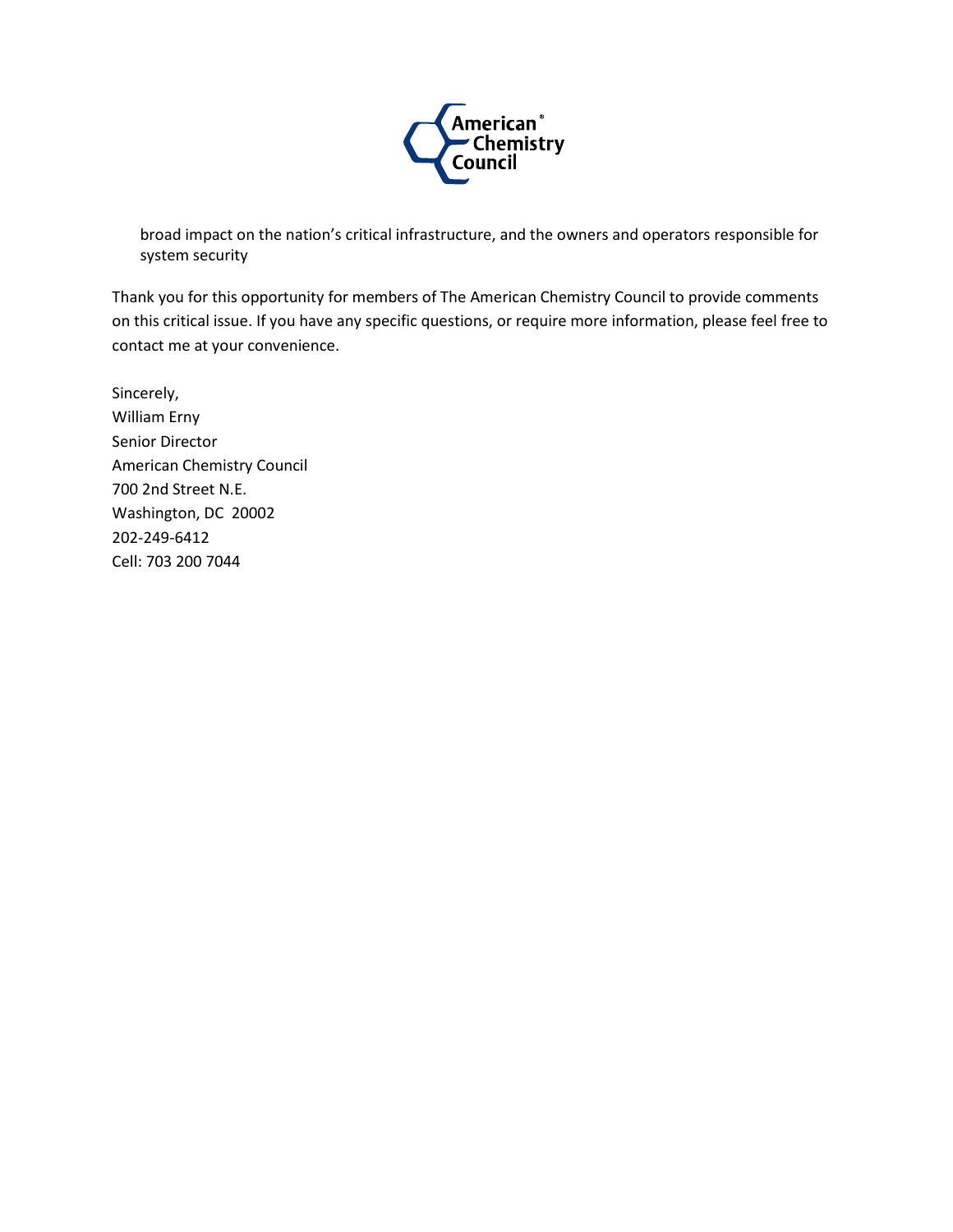broad impact on the nation's critical infrastructure, and the owners and operators responsible for system security

Thank you for this opportunity for members of The American Chemistry Council to provide comments on this critical issue. If you have any specific questions, or require more information, please feel free to contact me at your convenience.

Sincerely,
William Erny
Senior Director
American Chemistry Council
700 2nd Street N.E.
Washington, DC 20002
202-249-6412
Cell: 703 200 7044